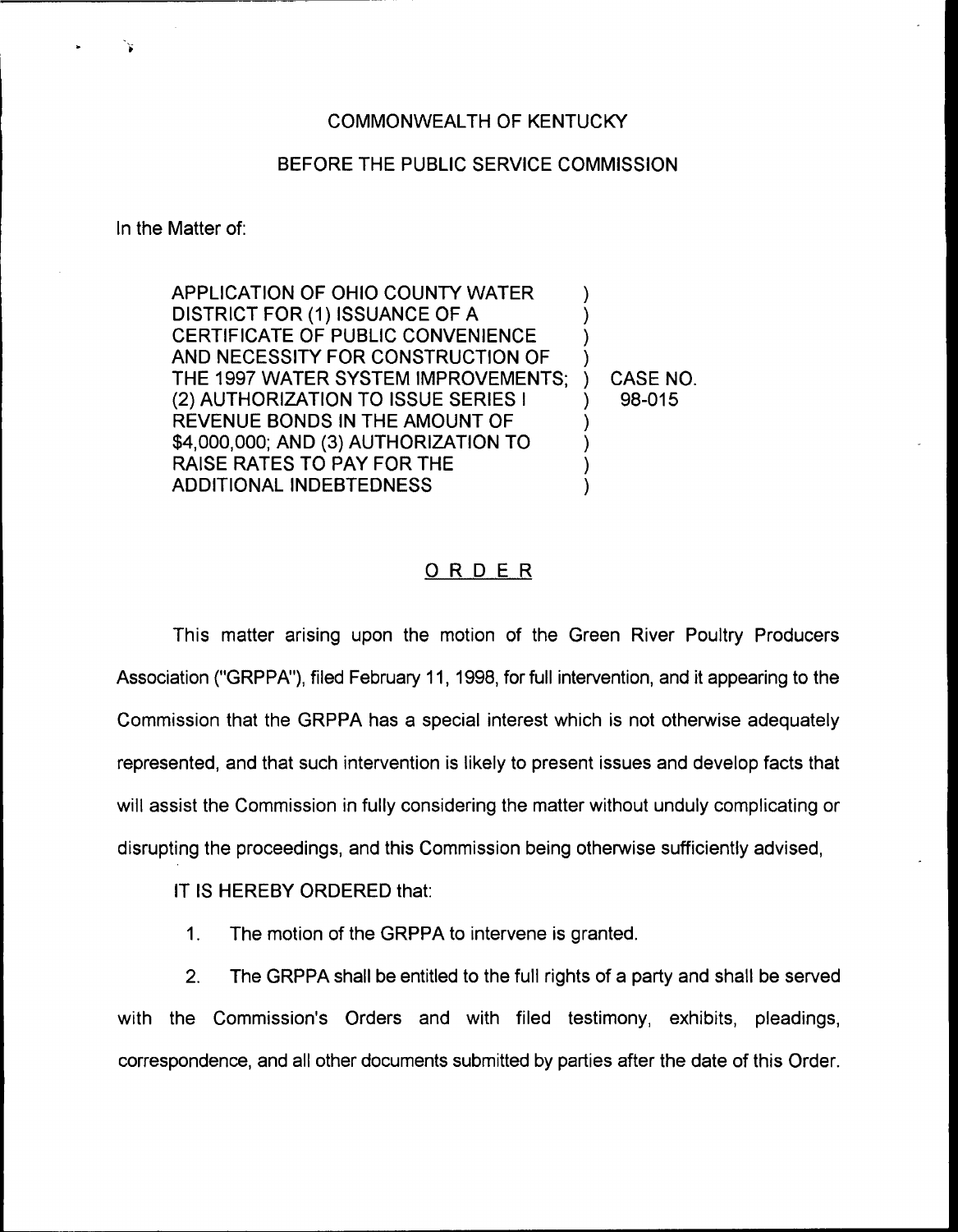COMMONWEALTH OF KENTUCKY

BEFORE THE PUBLIC SERVICE COMMISSION

In the Matter of:

| | |
|---|---|
| APPLICATION OF OHIO COUNTY WATER DISTRICT FOR (1) ISSUANCE OF A CERTIFICATE OF PUBLIC CONVENIENCE AND NECESSITY FOR CONSTRUCTION OF THE 1997 WATER SYSTEM IMPROVEMENTS; (2) AUTHORIZATION TO ISSUE SERIES I REVENUE BONDS IN THE AMOUNT OF $4,000,000; AND (3) AUTHORIZATION TO RAISE RATES TO PAY FOR THE ADDITIONAL INDEBTEDNESS | CASE NO. 98-015 |

# ORDER

This matter arising upon the motion of the Green River Poultry Producers Association ("GRPPA"), filed February 11, 1998, for full intervention, and it appearing to the Commission that the GRPPA has a special interest which is not otherwise adequately represented, and that such intervention is likely to present issues and develop facts that will assist the Commission in fully considering the matter without unduly complicating or disrupting the proceedings, and this Commission being otherwise sufficiently advised,

IT IS HEREBY ORDERED that:

1. The motion of the GRPPA to intervene is granted.

2. The GRPPA shall be entitled to the full rights of a party and shall be served with the Commission's Orders and with filed testimony, exhibits, pleadings, correspondence, and all other documents submitted by parties after the date of this Order.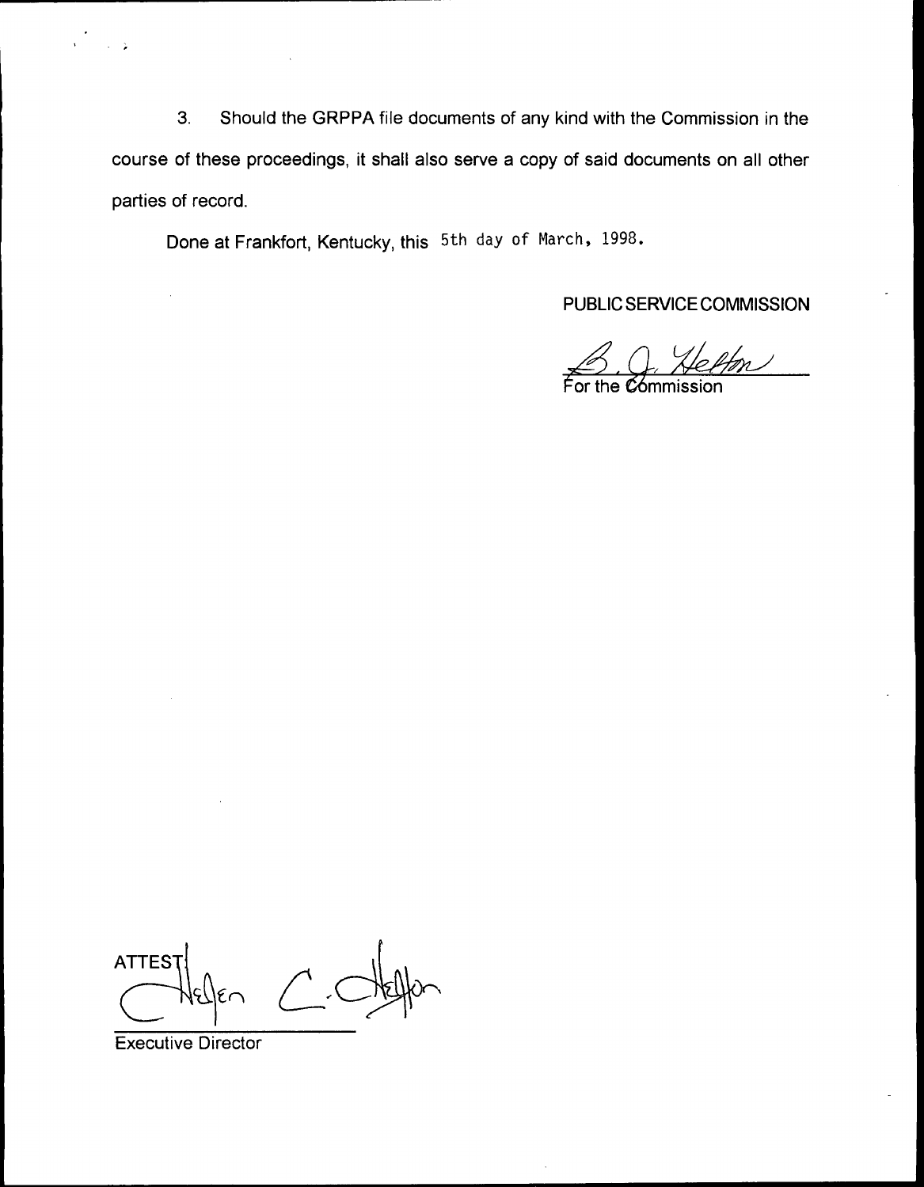3. Should the GRPPA file documents of any kind with the Commission in the course of these proceedings, it shall also serve a copy of said documents on all other parties of record.

Done at Frankfort, Kentucky, this 5th day of March, 1998.

PUBLIC SERVICE COMMISSION

For the Commission

ATTEST:

Executive Director